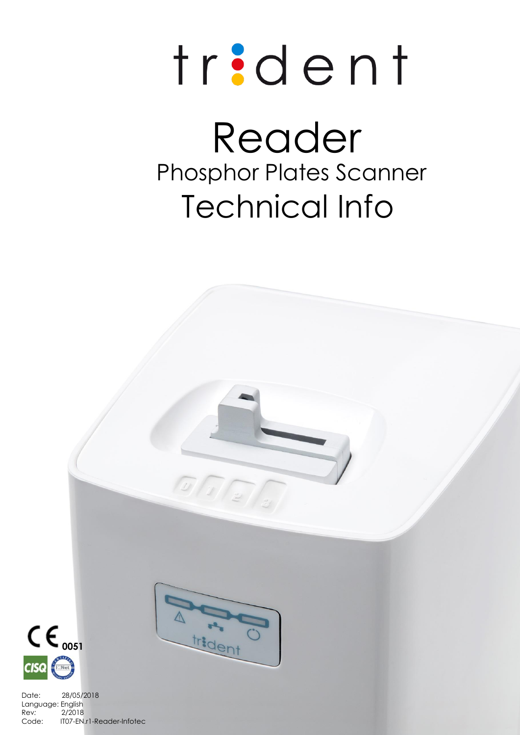# trident

# Reader

## Phosphor Plates Scanner

## Technical Info

CE 0051

CISQ IQNet

Date: 28/05/2018
Language: English
Rev: 2/2018
Code: IT07-EN.r1-Reader-Infotec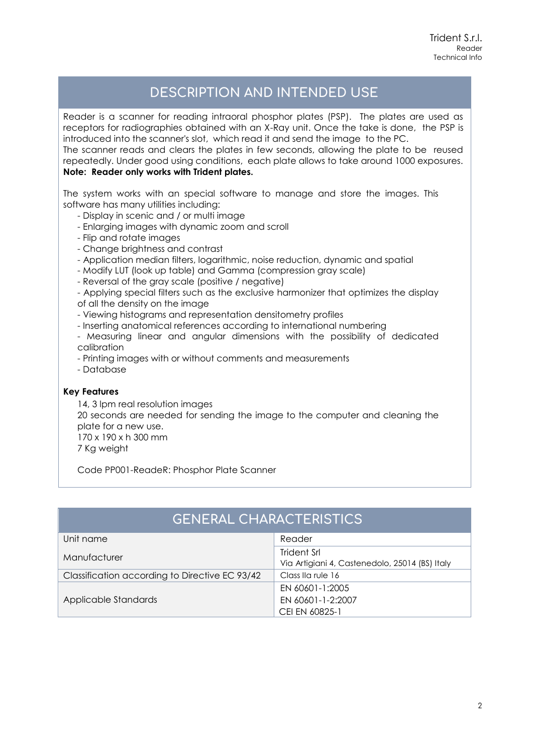## DESCRIPTION AND INTENDED USE

Reader is a scanner for reading intraoral phosphor plates (PSP). The plates are used as receptors for radiographies obtained with an X-Ray unit. Once the take is done, the PSP is introduced into the scanner's slot, which read it and send the image to the PC.
The scanner reads and clears the plates in few seconds, allowing the plate to be reused repeatedly. Under good using conditions, each plate allows to take around 1000 exposures.
**Note: Reader only works with Trident plates.**

The system works with an special software to manage and store the images. This software has many utilities including:

- Display in scenic and / or multi image
- Enlarging images with dynamic zoom and scroll
- Flip and rotate images
- Change brightness and contrast
- Application median filters, logarithmic, noise reduction, dynamic and spatial
- Modify LUT (look up table) and Gamma (compression gray scale)
- Reversal of the gray scale (positive / negative)
- Applying special filters such as the exclusive harmonizer that optimizes the display of all the density on the image
- Viewing histograms and representation densitometry profiles
- Inserting anatomical references according to international numbering
- Measuring linear and angular dimensions with the possibility of dedicated calibration
- Printing images with or without comments and measurements
- Database

**Key Features**

14, 3 lpm real resolution images
20 seconds are needed for sending the image to the computer and cleaning the plate for a new use.
170 x 190 x h 300 mm
7 Kg weight

Code PP001-ReadeR: Phosphor Plate Scanner

## GENERAL CHARACTERISTICS

| | |
|---|---|
| Unit name | Reader |
| Manufacturer | Trident Srl<br>Via Artigiani 4, Castenedolo, 25014 (BS) Italy |
| Classification according to Directive EC 93/42 | Class IIa rule 16 |
| Applicable Standards | EN 60601-1:2005<br>EN 60601-1-2:2007<br>CEI EN 60825-1 |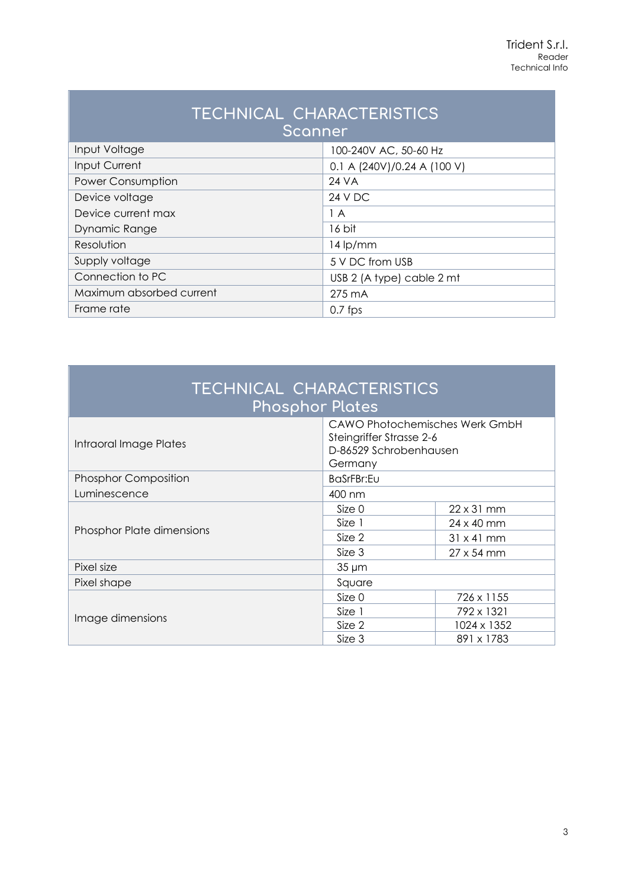## TECHNICAL CHARACTERISTICS Scanner

| Parameter | Value |
|---|---|
| Input Voltage | 100-240V AC, 50-60 Hz |
| Input Current | 0.1 A (240V)/0.24 A (100 V) |
| Power Consumption | 24 VA |
| Device voltage | 24 V DC |
| Device current max | 1 A |
| Dynamic Range | 16 bit |
| Resolution | 14 lp/mm |
| Supply voltage | 5 V DC from USB |
| Connection to PC | USB 2 (A type) cable 2 mt |
| Maximum absorbed current | 275 mA |
| Frame rate | 0.7 fps |

## TECHNICAL CHARACTERISTICS Phosphor Plates

| Parameter | Value | |
|---|---|---|
| Intraoral Image Plates | CAWO Photochemisches Werk GmbH<br>Steingriffer Strasse 2-6<br>D-86529 Schrobenhausen<br>Germany | |
| Phosphor Composition | BaSrFBr:Eu | |
| Luminescence | 400 nm | |
| Phosphor Plate dimensions | Size 0 | 22 x 31 mm |
| | Size 1 | 24 x 40 mm |
| | Size 2 | 31 x 41 mm |
| | Size 3 | 27 x 54 mm |
| Pixel size | 35 µm | |
| Pixel shape | Square | |
| Image dimensions | Size 0 | 726 x 1155 |
| | Size 1 | 792 x 1321 |
| | Size 2 | 1024 x 1352 |
| | Size 3 | 891 x 1783 |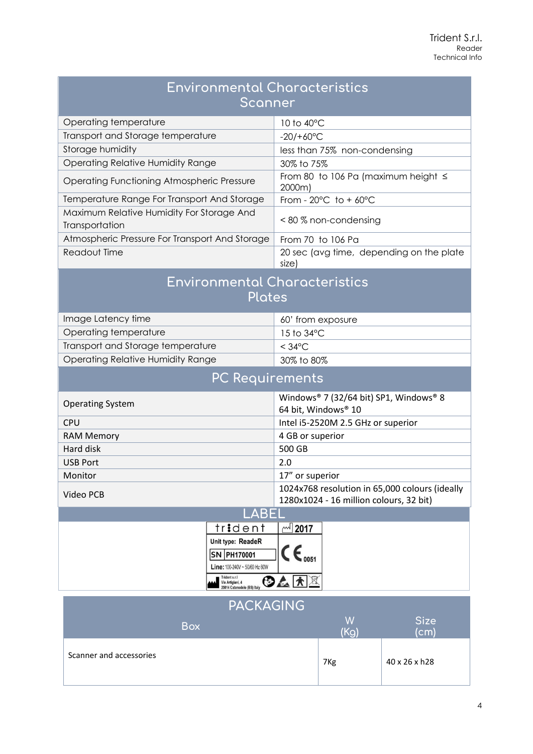## Environmental Characteristics Scanner

| Environmental Characteristics Scanner | |
|---|---|
| Operating temperature | 10 to 40°C |
| Transport and Storage temperature | -20/+60°C |
| Storage humidity | less than 75% non-condensing |
| Operating Relative Humidity Range | 30% to 75% |
| Operating Functioning Atmospheric Pressure | From 80 to 106 Pa (maximum height ≤ 2000m) |
| Temperature Range For Transport And Storage | From - 20°C to + 60°C |
| Maximum Relative Humidity For Storage And Transportation | < 80 % non-condensing |
| Atmospheric Pressure For Transport And Storage | From 70 to 106 Pa |
| Readout Time | 20 sec (avg time, depending on the plate size) |

## Environmental Characteristics Plates

| Environmental Characteristics Plates | |
|---|---|
| Image Latency time | 60' from exposure |
| Operating temperature | 15 to 34°C |
| Transport and Storage temperature | < 34°C |
| Operating Relative Humidity Range | 30% to 80% |

## PC Requirements

| PC Requirements | |
|---|---|
| Operating System | Windows® 7 (32/64 bit) SP1, Windows® 8 64 bit, Windows® 10 |
| CPU | Intel i5-2520M 2.5 GHz or superior |
| RAM Memory | 4 GB or superior |
| Hard disk | 500 GB |
| USB Port | 2.0 |
| Monitor | 17" or superior |
| Video PCB | 1024x768 resolution in 65,000 colours (ideally 1280x1024 - 16 million colours, 32 bit) |

## LABEL

trident | 2017

Unit type: ReadeR

SN PH170001

Line: 100-240V ~ 50/60 Hz 60W

CE 0051

Trident s.r.l
Via Artigiani, 4
25014 Castenedolo (BS) Italy

## PACKAGING

| Box | W (Kg) | Size (cm) |
|---|---|---|
| Scanner and accessories | 7Kg | 40 x 26 x h28 |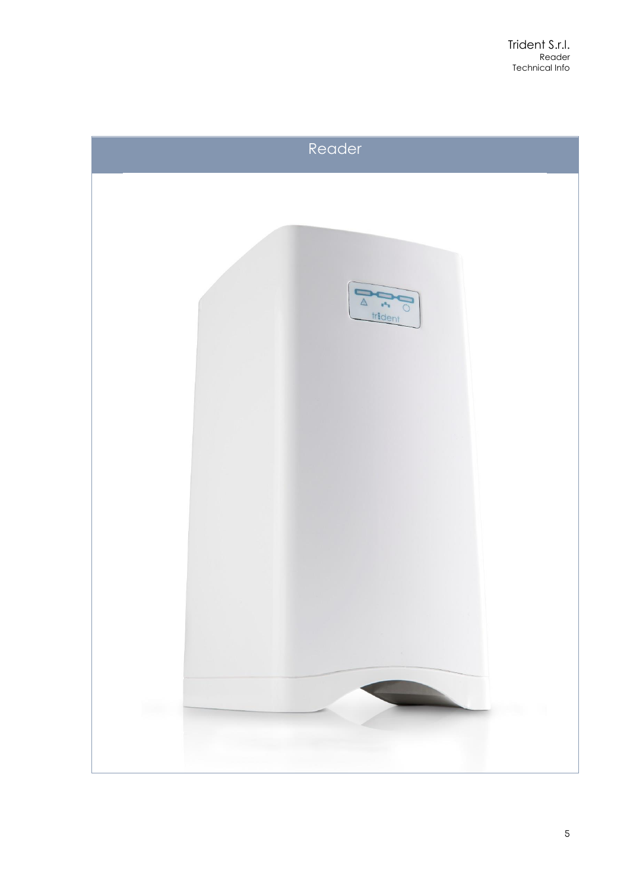# Reader